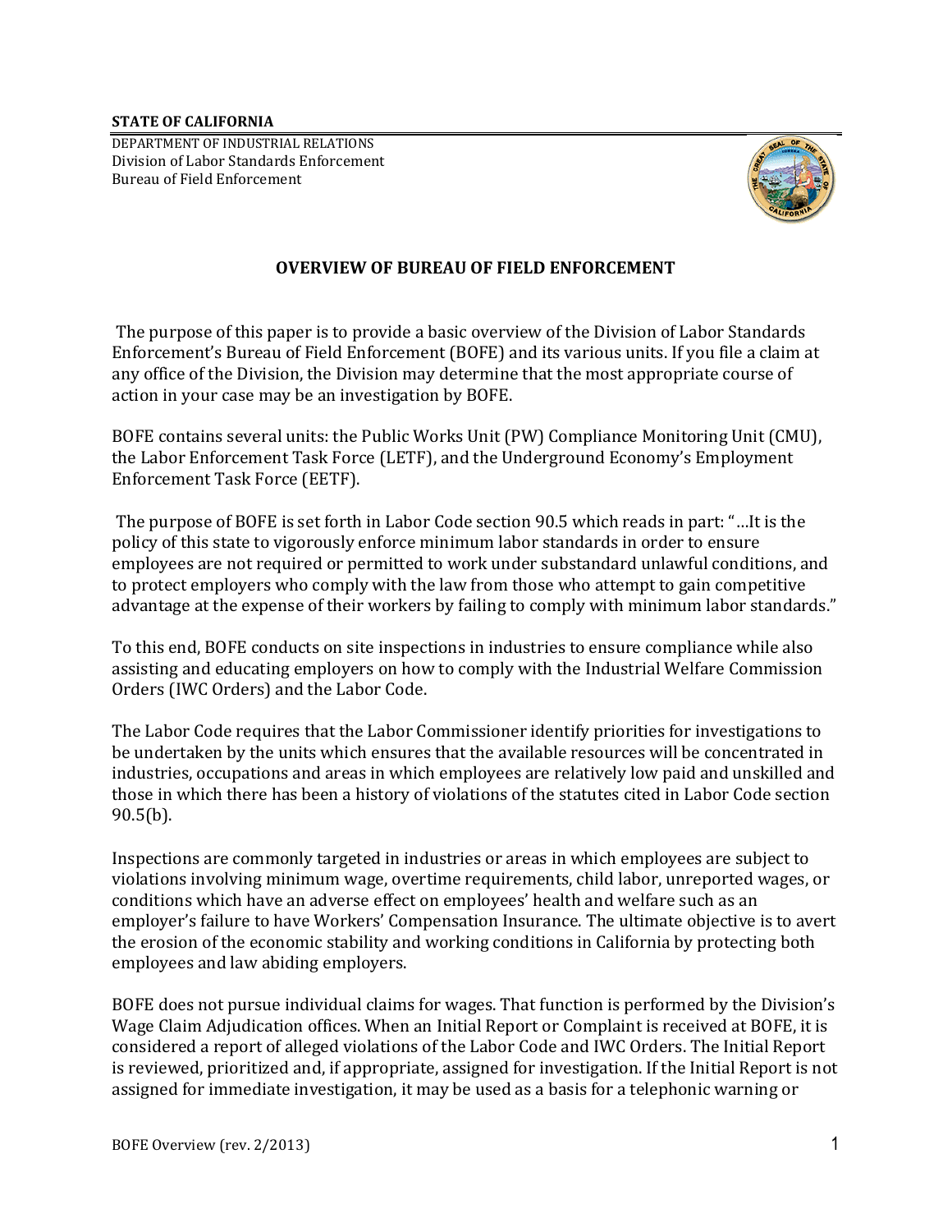**STATE OF CALIFORNIA**

DEPARTMENT OF INDUSTRIAL RELATIONS
Division of Labor Standards Enforcement
Bureau of Field Enforcement

# OVERVIEW OF BUREAU OF FIELD ENFORCEMENT

The purpose of this paper is to provide a basic overview of the Division of Labor Standards Enforcement's Bureau of Field Enforcement (BOFE) and its various units. If you file a claim at any office of the Division, the Division may determine that the most appropriate course of action in your case may be an investigation by BOFE.

BOFE contains several units: the Public Works Unit (PW) Compliance Monitoring Unit (CMU), the Labor Enforcement Task Force (LETF), and the Underground Economy's Employment Enforcement Task Force (EETF).

The purpose of BOFE is set forth in Labor Code section 90.5 which reads in part: "…It is the policy of this state to vigorously enforce minimum labor standards in order to ensure employees are not required or permitted to work under substandard unlawful conditions, and to protect employers who comply with the law from those who attempt to gain competitive advantage at the expense of their workers by failing to comply with minimum labor standards."

To this end, BOFE conducts on site inspections in industries to ensure compliance while also assisting and educating employers on how to comply with the Industrial Welfare Commission Orders (IWC Orders) and the Labor Code.

The Labor Code requires that the Labor Commissioner identify priorities for investigations to be undertaken by the units which ensures that the available resources will be concentrated in industries, occupations and areas in which employees are relatively low paid and unskilled and those in which there has been a history of violations of the statutes cited in Labor Code section 90.5(b).

Inspections are commonly targeted in industries or areas in which employees are subject to violations involving minimum wage, overtime requirements, child labor, unreported wages, or conditions which have an adverse effect on employees' health and welfare such as an employer's failure to have Workers' Compensation Insurance. The ultimate objective is to avert the erosion of the economic stability and working conditions in California by protecting both employees and law abiding employers.

BOFE does not pursue individual claims for wages. That function is performed by the Division's Wage Claim Adjudication offices. When an Initial Report or Complaint is received at BOFE, it is considered a report of alleged violations of the Labor Code and IWC Orders. The Initial Report is reviewed, prioritized and, if appropriate, assigned for investigation. If the Initial Report is not assigned for immediate investigation, it may be used as a basis for a telephonic warning or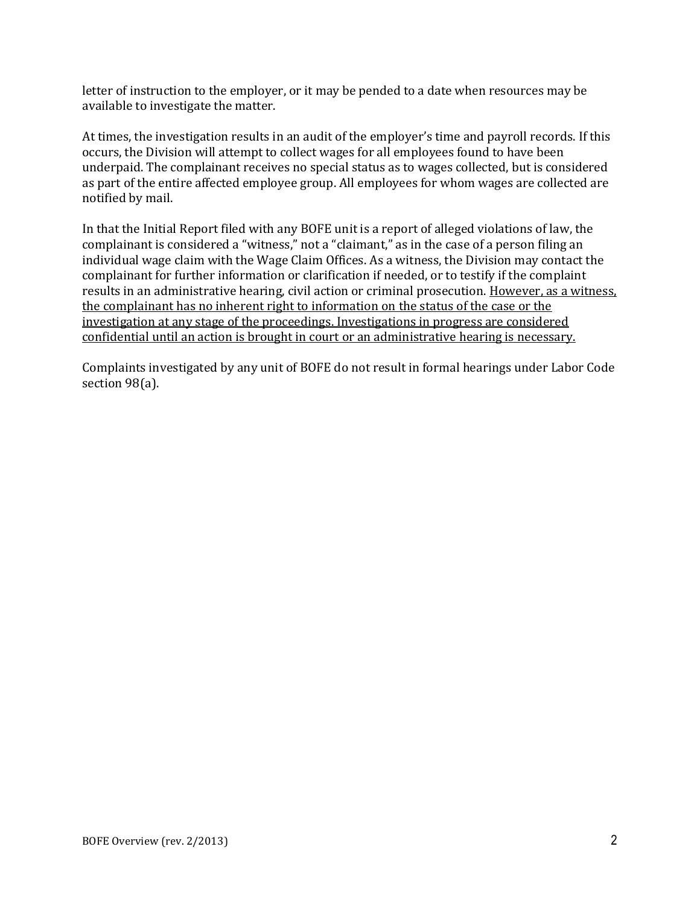letter of instruction to the employer, or it may be pended to a date when resources may be available to investigate the matter.

At times, the investigation results in an audit of the employer's time and payroll records. If this occurs, the Division will attempt to collect wages for all employees found to have been underpaid. The complainant receives no special status as to wages collected, but is considered as part of the entire affected employee group. All employees for whom wages are collected are notified by mail.

In that the Initial Report filed with any BOFE unit is a report of alleged violations of law, the complainant is considered a "witness," not a "claimant," as in the case of a person filing an individual wage claim with the Wage Claim Offices. As a witness, the Division may contact the complainant for further information or clarification if needed, or to testify if the complaint results in an administrative hearing, civil action or criminal prosecution. <u>However, as a witness, the complainant has no inherent right to information on the status of the case or the investigation at any stage of the proceedings. Investigations in progress are considered confidential until an action is brought in court or an administrative hearing is necessary.</u>

Complaints investigated by any unit of BOFE do not result in formal hearings under Labor Code section 98(a).